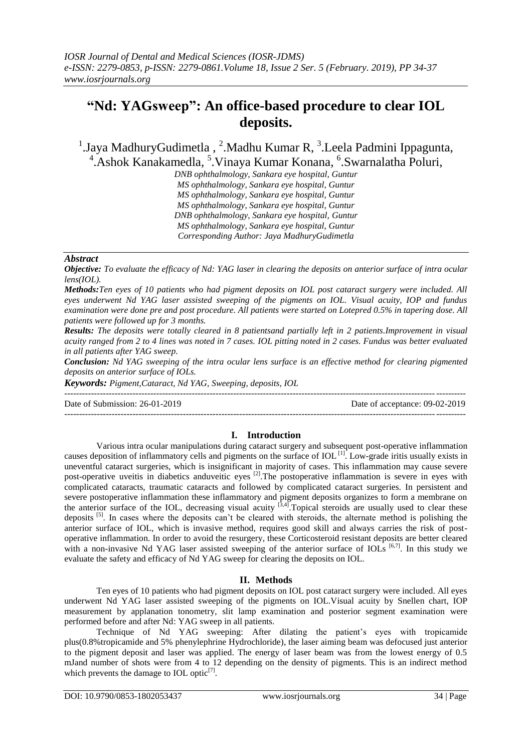# "Nd: YAGsweep": An office-based procedure to clear IOL deposits.

[1].Jaya MadhuryGudimetla , [2].Madhu Kumar R, [3].Leela Padmini Ippagunta, [4].Ashok Kanakamedla, [5].Vinaya Kumar Konana, [6].Swarnalatha Poluri,

DNB ophthalmology, Sankara eye hospital, Guntur
MS ophthalmology, Sankara eye hospital, Guntur
MS ophthalmology, Sankara eye hospital, Guntur
MS ophthalmology, Sankara eye hospital, Guntur
DNB ophthalmology, Sankara eye hospital, Guntur
MS ophthalmology, Sankara eye hospital, Guntur
Corresponding Author: Jaya MadhuryGudimetla

## *Abstract*

***Objective:*** *To evaluate the efficacy of Nd: YAG laser in clearing the deposits on anterior surface of intra ocular lens(IOL).*

***Methods:****Ten eyes of 10 patients who had pigment deposits on IOL post cataract surgery were included. All eyes underwent Nd YAG laser assisted sweeping of the pigments on IOL. Visual acuity, IOP and fundus examination were done pre and post procedure. All patients were started on Lotepred 0.5% in tapering dose. All patients were followed up for 3 months.*

***Results:*** *The deposits were totally cleared in 8 patientsand partially left in 2 patients.Improvement in visual acuity ranged from 2 to 4 lines was noted in 7 cases. IOL pitting noted in 2 cases. Fundus was better evaluated in all patients after YAG sweep.*

***Conclusion:*** *Nd YAG sweeping of the intra ocular lens surface is an effective method for clearing pigmented deposits on anterior surface of IOLs.*

***Keywords:*** *Pigment,Cataract, Nd YAG, Sweeping, deposits, IOL*

Date of Submission: 26-01-2019 Date of acceptance: 09-02-2019

## I. Introduction

Various intra ocular manipulations during cataract surgery and subsequent post-operative inflammation causes deposition of inflammatory cells and pigments on the surface of IOL [1]. Low-grade iritis usually exists in uneventful cataract surgeries, which is insignificant in majority of cases. This inflammation may cause severe post-operative uveitis in diabetics anduveitic eyes [2].The postoperative inflammation is severe in eyes with complicated cataracts, traumatic cataracts and followed by complicated cataract surgeries. In persistent and severe postoperative inflammation these inflammatory and pigment deposits organizes to form a membrane on the anterior surface of the IOL, decreasing visual acuity [3,4].Topical steroids are usually used to clear these deposits [5]. In cases where the deposits can't be cleared with steroids, the alternate method is polishing the anterior surface of IOL, which is invasive method, requires good skill and always carries the risk of post-operative inflammation. In order to avoid the resurgery, these Corticosteroid resistant deposits are better cleared with a non-invasive Nd YAG laser assisted sweeping of the anterior surface of IOLs [6,7]. In this study we evaluate the safety and efficacy of Nd YAG sweep for clearing the deposits on IOL.

## II. Methods

Ten eyes of 10 patients who had pigment deposits on IOL post cataract surgery were included. All eyes underwent Nd YAG laser assisted sweeping of the pigments on IOL.Visual acuity by Snellen chart, IOP measurement by applanation tonometry, slit lamp examination and posterior segment examination were performed before and after Nd: YAG sweep in all patients.

Technique of Nd YAG sweeping: After dilating the patient's eyes with tropicamide plus(0.8%tropicamide and 5% phenylephrine Hydrochloride), the laser aiming beam was defocused just anterior to the pigment deposit and laser was applied. The energy of laser beam was from the lowest energy of 0.5 mJand number of shots were from 4 to 12 depending on the density of pigments. This is an indirect method which prevents the damage to IOL optic[7].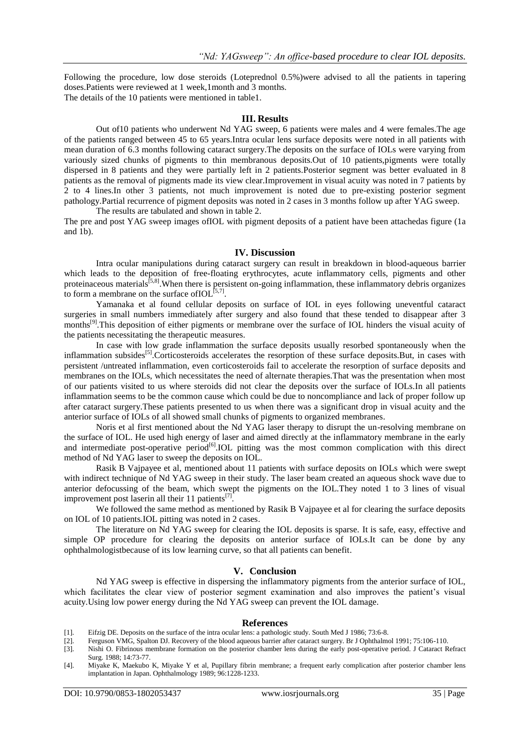Following the procedure, low dose steroids (Loteprednol 0.5%)were advised to all the patients in tapering doses.Patients were reviewed at 1 week,1month and 3 months.

The details of the 10 patients were mentioned in table1.

## III. Results

Out of10 patients who underwent Nd YAG sweep, 6 patients were males and 4 were females.The age of the patients ranged between 45 to 65 years.Intra ocular lens surface deposits were noted in all patients with mean duration of 6.3 months following cataract surgery.The deposits on the surface of IOLs were varying from variously sized chunks of pigments to thin membranous deposits.Out of 10 patients,pigments were totally dispersed in 8 patients and they were partially left in 2 patients.Posterior segment was better evaluated in 8 patients as the removal of pigments made its view clear.Improvement in visual acuity was noted in 7 patients by 2 to 4 lines.In other 3 patients, not much improvement is noted due to pre-existing posterior segment pathology.Partial recurrence of pigment deposits was noted in 2 cases in 3 months follow up after YAG sweep.

The results are tabulated and shown in table 2.

The pre and post YAG sweep images ofIOL with pigment deposits of a patient have been attachedas figure (1a and 1b).

## IV. Discussion

Intra ocular manipulations during cataract surgery can result in breakdown in blood-aqueous barrier which leads to the deposition of free-floating erythrocytes, acute inflammatory cells, pigments and other proteinaceous materials[5,8].When there is persistent on-going inflammation, these inflammatory debris organizes to form a membrane on the surface ofIOL[5,7].

Yamanaka et al found cellular deposits on surface of IOL in eyes following uneventful cataract surgeries in small numbers immediately after surgery and also found that these tended to disappear after 3 months[9].This deposition of either pigments or membrane over the surface of IOL hinders the visual acuity of the patients necessitating the therapeutic measures.

In case with low grade inflammation the surface deposits usually resorbed spontaneously when the inflammation subsides[5].Corticosteroids accelerates the resorption of these surface deposits.But, in cases with persistent /untreated inflammation, even corticosteroids fail to accelerate the resorption of surface deposits and membranes on the IOLs, which necessitates the need of alternate therapies.That was the presentation when most of our patients visited to us where steroids did not clear the deposits over the surface of IOLs.In all patients inflammation seems to be the common cause which could be due to noncompliance and lack of proper follow up after cataract surgery.These patients presented to us when there was a significant drop in visual acuity and the anterior surface of IOLs of all showed small chunks of pigments to organized membranes.

Noris et al first mentioned about the Nd YAG laser therapy to disrupt the un-resolving membrane on the surface of IOL. He used high energy of laser and aimed directly at the inflammatory membrane in the early and intermediate post-operative period[6].IOL pitting was the most common complication with this direct method of Nd YAG laser to sweep the deposits on IOL.

Rasik B Vajpayee et al, mentioned about 11 patients with surface deposits on IOLs which were swept with indirect technique of Nd YAG sweep in their study. The laser beam created an aqueous shock wave due to anterior defocussing of the beam, which swept the pigments on the IOL.They noted 1 to 3 lines of visual improvement post laserin all their 11 patients[7].

We followed the same method as mentioned by Rasik B Vajpayee et al for clearing the surface deposits on IOL of 10 patients.IOL pitting was noted in 2 cases.

The literature on Nd YAG sweep for clearing the IOL deposits is sparse. It is safe, easy, effective and simple OP procedure for clearing the deposits on anterior surface of IOLs.It can be done by any ophthalmologistbecause of its low learning curve, so that all patients can benefit.

## V. Conclusion

Nd YAG sweep is effective in dispersing the inflammatory pigments from the anterior surface of IOL, which facilitates the clear view of posterior segment examination and also improves the patient's visual acuity.Using low power energy during the Nd YAG sweep can prevent the IOL damage.

## References

[1]. Eifzig DE. Deposits on the surface of the intra ocular lens: a pathologic study. South Med J 1986; 73:6-8.
[2]. Ferguson VMG, Spalton DJ. Recovery of the blood aqueous barrier after cataract surgery. Br J Ophthalmol 1991; 75:106-110.
[3]. Nishi O. Fibrinous membrane formation on the posterior chamber lens during the early post-operative period. J Cataract Refract Surg. 1988; 14:73-77.
[4]. Miyake K, Maekubo K, Miyake Y et al, Pupillary fibrin membrane; a frequent early complication after posterior chamber lens implantation in Japan. Ophthalmology 1989; 96:1228-1233.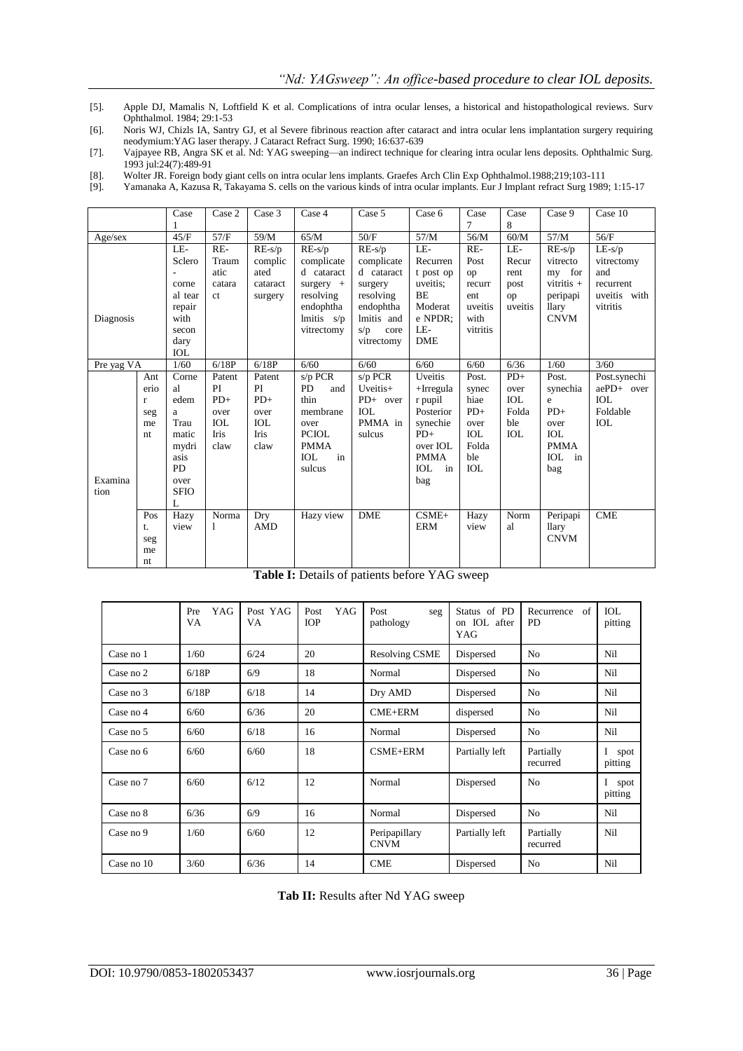[5]. Apple DJ, Mamalis N, Loftfield K et al. Complications of intra ocular lenses, a historical and histopathological reviews. Surv Ophthalmol. 1984; 29:1-53

[6]. Noris WJ, Chizls IA, Santry GJ, et al Severe fibrinous reaction after cataract and intra ocular lens implantation surgery requiring neodymium:YAG laser therapy. J Cataract Refract Surg. 1990; 16:637-639

[7]. Vajpayee RB, Angra SK et al. Nd: YAG sweeping—an indirect technique for clearing intra ocular lens deposits. Ophthalmic Surg. 1993 jul:24(7):489-91

[8]. Wolter JR. Foreign body giant cells on intra ocular lens implants. Graefes Arch Clin Exp Ophthalmol.1988;219;103-111

[9]. Yamanaka A, Kazusa R, Takayama S. cells on the various kinds of intra ocular implants. Eur J Implant refract Surg 1989; 1:15-17

| | | Case 1 | Case 2 | Case 3 | Case 4 | Case 5 | Case 6 | Case 7 | Case 8 | Case 9 | Case 10 |
|---|---|---|---|---|---|---|---|---|---|---|---|
| Age/sex | | 45/F | 57/F | 59/M | 65/M | 50/F | 57/M | 56/M | 60/M | 57/M | 56/F |
| Diagnosis | | LE-Sclero-corneal tear repair with secondary IOL | RE-Traumatic cataract | RE-s/p complicated cataract surgery | RE-s/p complicated cataract surgery + resolving endophthalmitis s/p vitrectomy | RE-s/p complicated cataract surgery resolving endophthalmitis and s/p core vitrectomy | LE-Recurrent post op uveitis; BE Moderate NPDR; LE-DME | RE-Post op recurrent uveitis with vitritis | LE-Recurrent post op uveitis | RE-s/p vitrectomy for vitritis + peripapillary CNVM | LE-s/p vitrectomy and recurrent uveitis with vitritis |
| Pre yag VA | | 1/60 | 6/18P | 6/18P | 6/60 | 6/60 | 6/60 | 6/60 | 6/36 | 1/60 | 3/60 |
| Examination | Anterior segment | Corneal edema Traumatic mydriasis PD over SFIOL | Patent PI PD+ over IOL Iris claw | Patent PI PD+ over IOL Iris claw | s/p PCR PD and thin membrane over PCIOL PMMA IOL in sulcus | s/p PCR Uveitis+ PD+ over IOL PMMA in sulcus | Uveitis +Irregular pupil Posterior synechie PD+ over IOL PMMA IOL in bag | Post. synechiae PD+ over IOL Foldable IOL | PD+ over IOL Foldable IOL | Post. synechiae PD+ over IOL PMMA IOL in bag | Post.synechiae PD+ over IOL Foldable IOL |
| | Post. segment | Hazy view | Normal | Dry AMD | Hazy view | DME | CSME+ ERM | Hazy view | Normal | Peripapillary CNVM | CME |

**Table I:** Details of patients before YAG sweep

| | Pre YAG VA | Post YAG VA | Post YAG IOP | Post seg pathology | Status of PD on IOL after YAG | Recurrence of PD | IOL pitting |
|---|---|---|---|---|---|---|---|
| Case no 1 | 1/60 | 6/24 | 20 | Resolving CSME | Dispersed | No | Nil |
| Case no 2 | 6/18P | 6/9 | 18 | Normal | Dispersed | No | Nil |
| Case no 3 | 6/18P | 6/18 | 14 | Dry AMD | Dispersed | No | Nil |
| Case no 4 | 6/60 | 6/36 | 20 | CME+ERM | dispersed | No | Nil |
| Case no 5 | 6/60 | 6/18 | 16 | Normal | Dispersed | No | Nil |
| Case no 6 | 6/60 | 6/60 | 18 | CSME+ERM | Partially left | Partially recurred | I spot pitting |
| Case no 7 | 6/60 | 6/12 | 12 | Normal | Dispersed | No | I spot pitting |
| Case no 8 | 6/36 | 6/9 | 16 | Normal | Dispersed | No | Nil |
| Case no 9 | 1/60 | 6/60 | 12 | Peripapillary CNVM | Partially left | Partially recurred | Nil |
| Case no 10 | 3/60 | 6/36 | 14 | CME | Dispersed | No | Nil |

**Tab II:** Results after Nd YAG sweep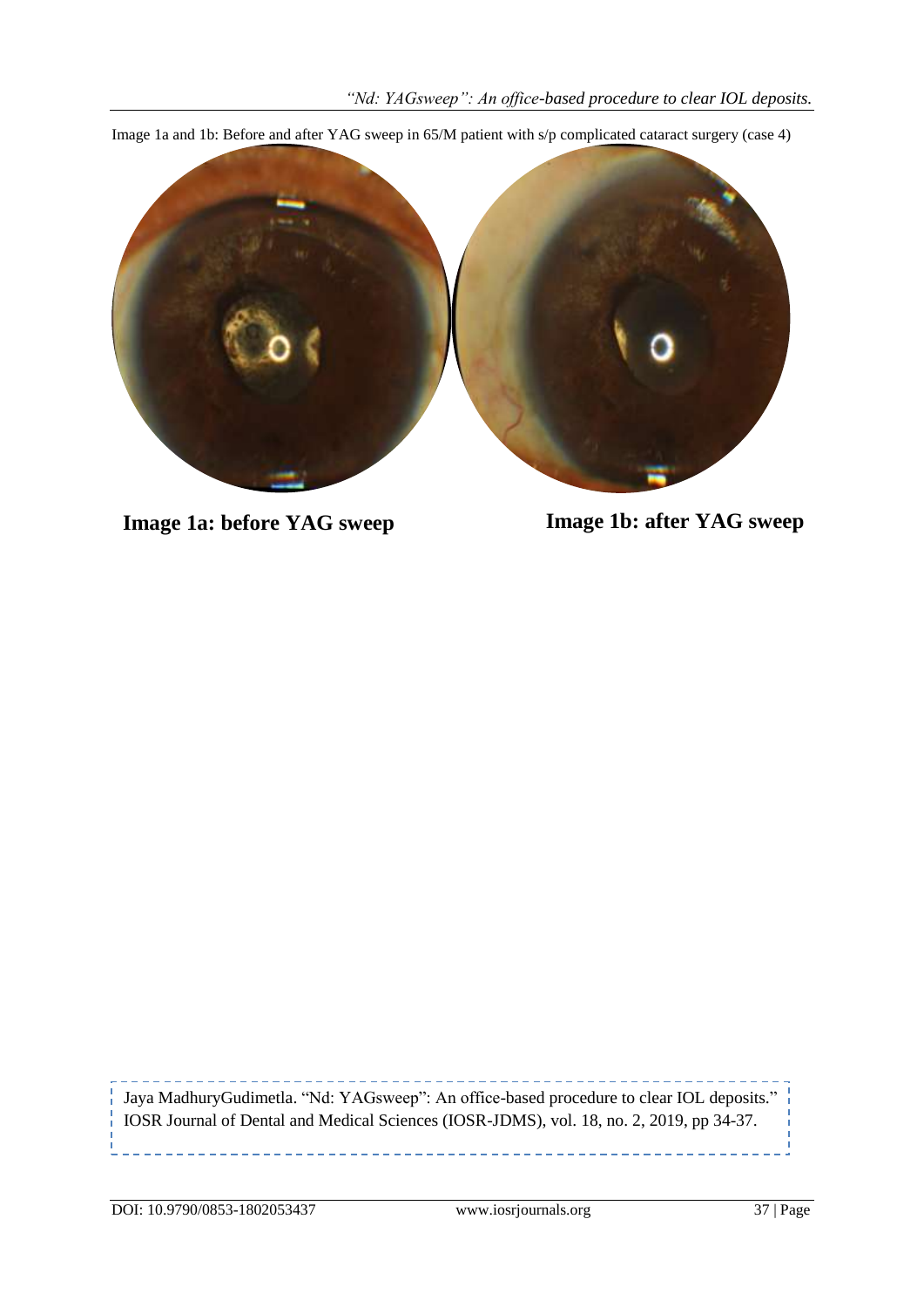Image 1a and 1b: Before and after YAG sweep in 65/M patient with s/p complicated cataract surgery (case 4)

**Image 1a: before YAG sweep**

**Image 1b: after YAG sweep**

Jaya MadhuryGudimetla. "Nd: YAGsweep": An office-based procedure to clear IOL deposits." IOSR Journal of Dental and Medical Sciences (IOSR-JDMS), vol. 18, no. 2, 2019, pp 34-37.